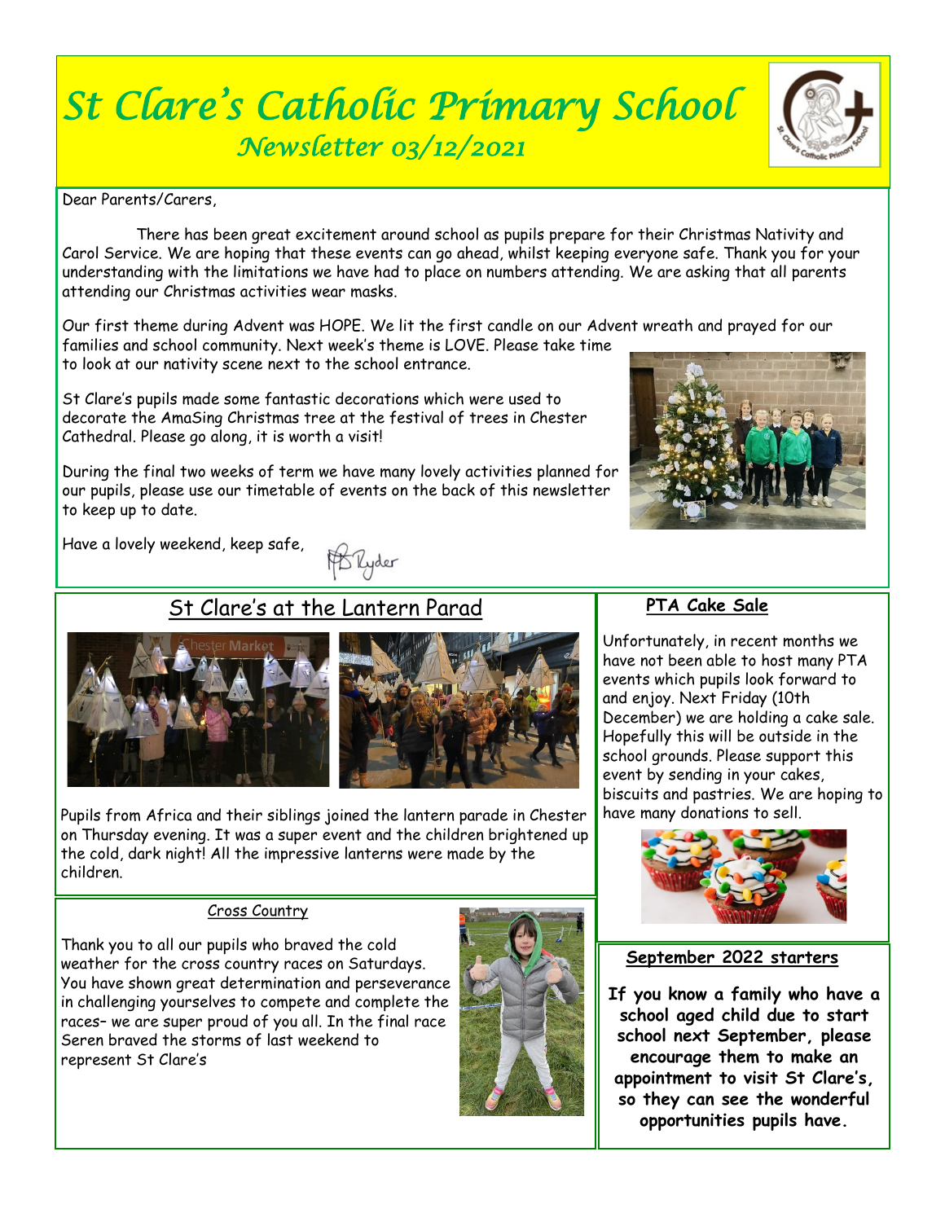# St Clare's Catholic Primary School

## Newsletter 03/12/2021

Dear Parents/Carers,

There has been great excitement around school as pupils prepare for their Christmas Nativity and Carol Service. We are hoping that these events can go ahead, whilst keeping everyone safe. Thank you for your understanding with the limitations we have had to place on numbers attending. We are asking that all parents attending our Christmas activities wear masks.

Our first theme during Advent was HOPE. We lit the first candle on our Advent wreath and prayed for our families and school community. Next week's theme is LOVE. Please take time to look at our nativity scene next to the school entrance.

St Clare's pupils made some fantastic decorations which were used to decorate the AmaSing Christmas tree at the festival of trees in Chester Cathedral. Please go along, it is worth a visit!

During the final two weeks of term we have many lovely activities planned for our pupils, please use our timetable of events on the back of this newsletter to keep up to date.

Have a lovely weekend, keep safe,

## St Clare's at the Lantern Parad

Pupils from Africa and their siblings joined the lantern parade in Chester on Thursday evening. It was a super event and the children brightened up the cold, dark night! All the impressive lanterns were made by the children.

## Cross Country

Thank you to all our pupils who braved the cold weather for the cross country races on Saturdays. You have shown great determination and perseverance in challenging yourselves to compete and complete the races– we are super proud of you all. In the final race Seren braved the storms of last weekend to represent St Clare's

## PTA Cake Sale

Unfortunately, in recent months we have not been able to host many PTA events which pupils look forward to and enjoy. Next Friday (10th December) we are holding a cake sale. Hopefully this will be outside in the school grounds. Please support this event by sending in your cakes, biscuits and pastries. We are hoping to have many donations to sell.

## September 2022 starters

**If you know a family who have a school aged child due to start school next September, please encourage them to make an appointment to visit St Clare's, so they can see the wonderful opportunities pupils have.**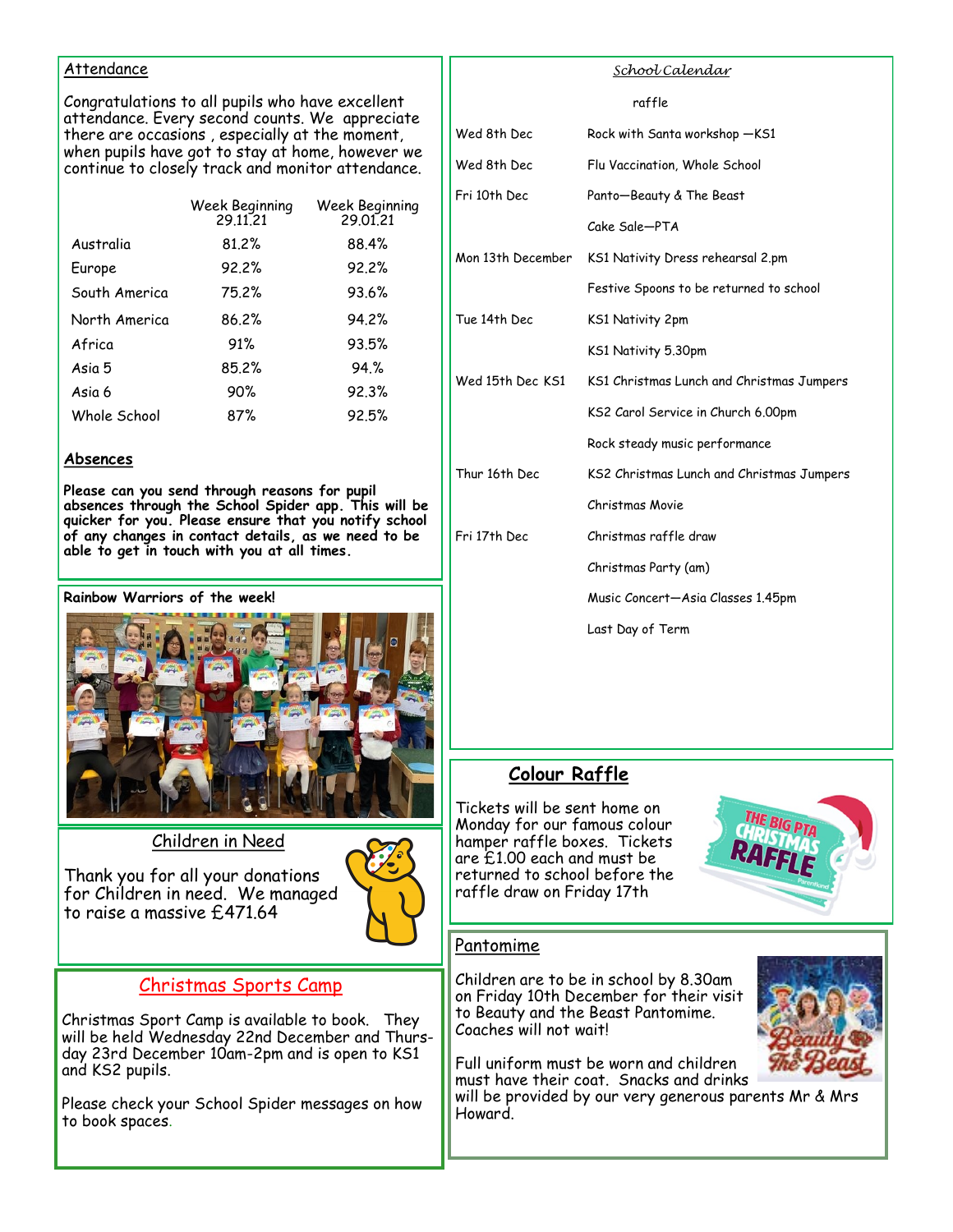## Attendance

Congratulations to all pupils who have excellent attendance. Every second counts. We appreciate there are occasions , especially at the moment, when pupils have got to stay at home, however we continue to closely track and monitor attendance.

| | Week Beginning 29.11.21 | Week Beginning 29.01.21 |
|---|---|---|
| Australia | 81.2% | 88.4% |
| Europe | 92.2% | 92.2% |
| South America | 75.2% | 93.6% |
| North America | 86.2% | 94.2% |
| Africa | 91% | 93.5% |
| Asia 5 | 85.2% | 94.% |
| Asia 6 | 90% | 92.3% |
| Whole School | 87% | 92.5% |

## Absences

**Please can you send through reasons for pupil absences through the School Spider app. This will be quicker for you. Please ensure that you notify school of any changes in contact details, as we need to be able to get in touch with you at all times.**

**Rainbow Warriors of the week!**

## Children in Need

Thank you for all your donations for Children in need. We managed to raise a massive £471.64

## Christmas Sports Camp

Christmas Sport Camp is available to book. They will be held Wednesday 22nd December and Thursday 23rd December 10am-2pm and is open to KS1 and KS2 pupils.

Please check your School Spider messages on how to book spaces.

## School Calendar

raffle

| | |
|---|---|
| Wed 8th Dec | Rock with Santa workshop —KS1 |
| Wed 8th Dec | Flu Vaccination, Whole School |
| Fri 10th Dec | Panto—Beauty & The Beast |
| | Cake Sale—PTA |
| Mon 13th December | KS1 Nativity Dress rehearsal 2.pm |
| | Festive Spoons to be returned to school |
| Tue 14th Dec | KS1 Nativity 2pm |
| | KS1 Nativity 5.30pm |
| Wed 15th Dec KS1 | KS1 Christmas Lunch and Christmas Jumpers |
| | KS2 Carol Service in Church 6.00pm |
| | Rock steady music performance |
| Thur 16th Dec | KS2 Christmas Lunch and Christmas Jumpers |
| | Christmas Movie |
| Fri 17th Dec | Christmas raffle draw |
| | Christmas Party (am) |
| | Music Concert—Asia Classes 1.45pm |
| | Last Day of Term |

## Colour Raffle

Tickets will be sent home on Monday for our famous colour hamper raffle boxes. Tickets are £1.00 each and must be returned to school before the raffle draw on Friday 17th

## Pantomime

Children are to be in school by 8.30am on Friday 10th December for their visit to Beauty and the Beast Pantomime. Coaches will not wait!

Full uniform must be worn and children must have their coat. Snacks and drinks will be provided by our very generous parents Mr & Mrs Howard.